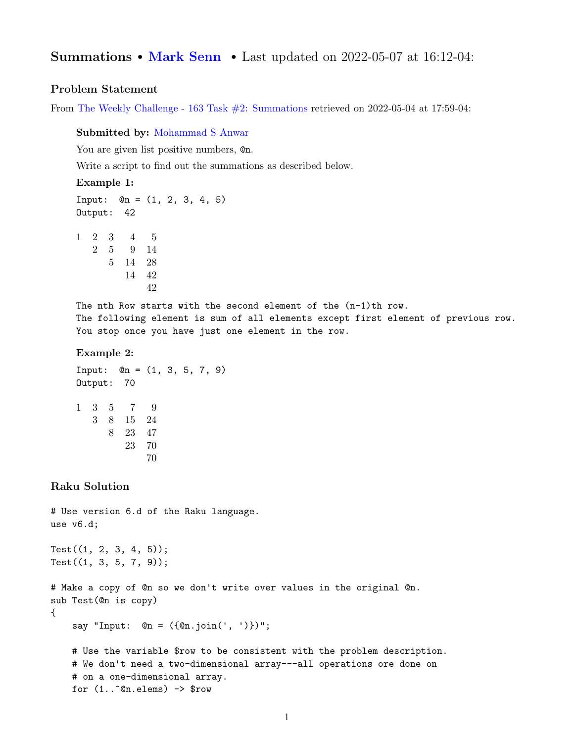## Summations • Mark Senn • Last updated on 2022-05-07 at 16:12-04:

### Problem Statement

From The Weekly Challenge - 163 Task #2: Summations retrieved on 2022-05-04 at 17:59-04:

> **Submitted by:** Mohammad S Anwar
>
> You are given list positive numbers, `@n`.
>
> Write a script to find out the summations as described below.
>
> **Example 1:**
>
> ```
> Input:  @n = (1, 2, 3, 4, 5)
> Output:  42
> ```
>
> ```
> 1   2   3    4    5
>     2   5    9   14
>         5   14   28
>             14   42
>                  42
> ```
>
> ```
> The nth Row starts with the second element of the (n-1)th row.
> The following element is sum of all elements except first element of previous row.
> You stop once you have just one element in the row.
> ```
>
> **Example 2:**
>
> ```
> Input:  @n = (1, 3, 5, 7, 9)
> Output:  70
> ```
>
> ```
> 1   3   5    7    9
>     3   8   15   24
>         8   23   47
>             23   70
>                  70
> ```

### Raku Solution

```
# Use version 6.d of the Raku language.
use v6.d;

Test((1, 2, 3, 4, 5));
Test((1, 3, 5, 7, 9));

# Make a copy of @n so we don't write over values in the original @n.
sub Test(@n is copy)
{
    say "Input:  @n = ({@n.join(', ')})";

    # Use the variable $row to be consistent with the problem description.
    # We don't need a two-dimensional array---all operations ore done on
    # on a one-dimensional array.
    for (1..^@n.elems) -> $row
```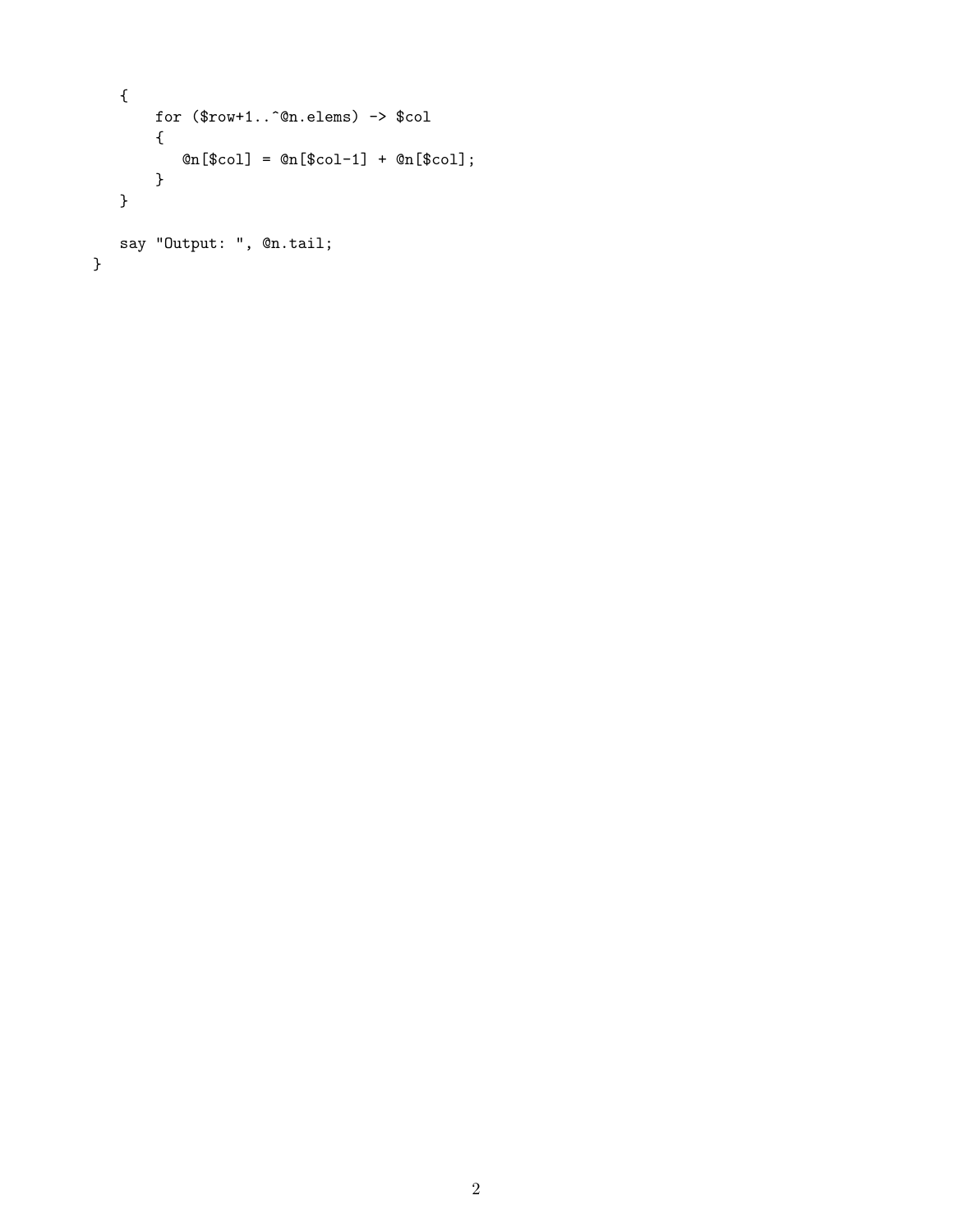```
  {
      for ($row+1..^@n.elems) -> $col
      {
         @n[$col] = @n[$col-1] + @n[$col];
      }
  }

  say "Output: ", @n.tail;
}
```